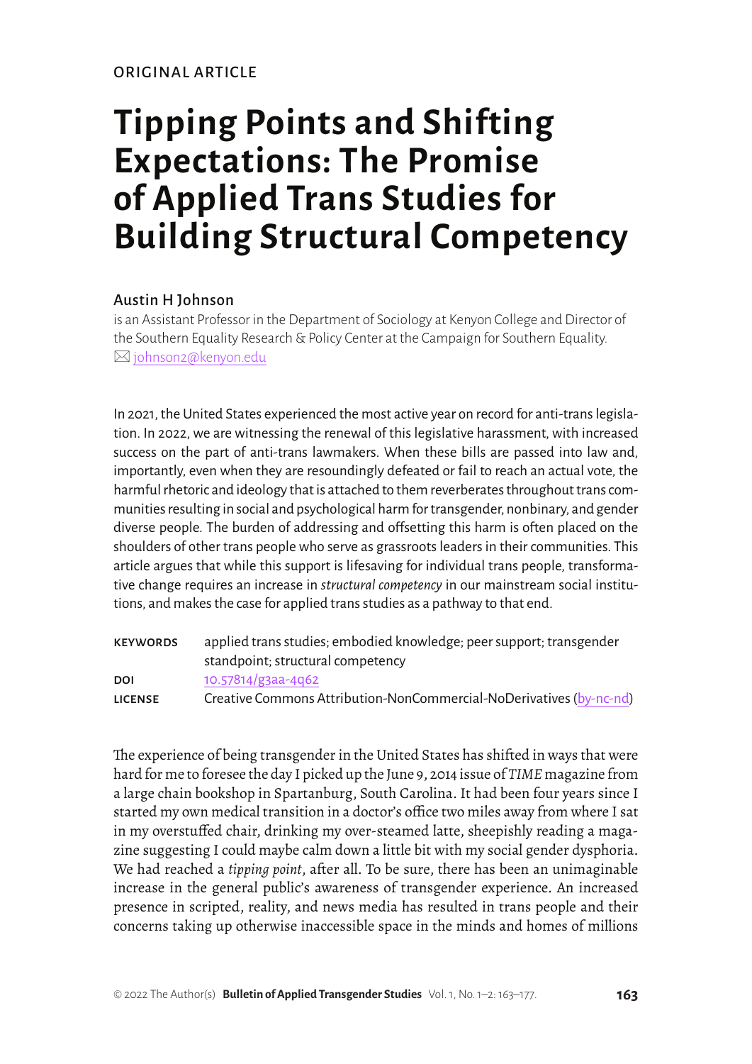ORIGINAL ARTICLE

# Tipping Points and Shifting Expectations: The Promise of Applied Trans Studies for Building Structural Competency

## Austin H Johnson

is an Assistant Professor in the Department of Sociology at Kenyon College and Director of the Southern Equality Research & Policy Center at the Campaign for Southern Equality.
✉ johnson2@kenyon.edu

In 2021, the United States experienced the most active year on record for anti-trans legislation. In 2022, we are witnessing the renewal of this legislative harassment, with increased success on the part of anti-trans lawmakers. When these bills are passed into law and, importantly, even when they are resoundingly defeated or fail to reach an actual vote, the harmful rhetoric and ideology that is attached to them reverberates throughout trans communities resulting in social and psychological harm for transgender, nonbinary, and gender diverse people. The burden of addressing and offsetting this harm is often placed on the shoulders of other trans people who serve as grassroots leaders in their communities. This article argues that while this support is lifesaving for individual trans people, transformative change requires an increase in *structural competency* in our mainstream social institutions, and makes the case for applied trans studies as a pathway to that end.

**KEYWORDS** applied trans studies; embodied knowledge; peer support; transgender standpoint; structural competency
**DOI** 10.57814/g3aa-4q62
**LICENSE** Creative Commons Attribution-NonCommercial-NoDerivatives (by-nc-nd)

The experience of being transgender in the United States has shifted in ways that were hard for me to foresee the day I picked up the June 9, 2014 issue of *TIME* magazine from a large chain bookshop in Spartanburg, South Carolina. It had been four years since I started my own medical transition in a doctor's office two miles away from where I sat in my overstuffed chair, drinking my over-steamed latte, sheepishly reading a magazine suggesting I could maybe calm down a little bit with my social gender dysphoria. We had reached a *tipping point*, after all. To be sure, there has been an unimaginable increase in the general public's awareness of transgender experience. An increased presence in scripted, reality, and news media has resulted in trans people and their concerns taking up otherwise inaccessible space in the minds and homes of millions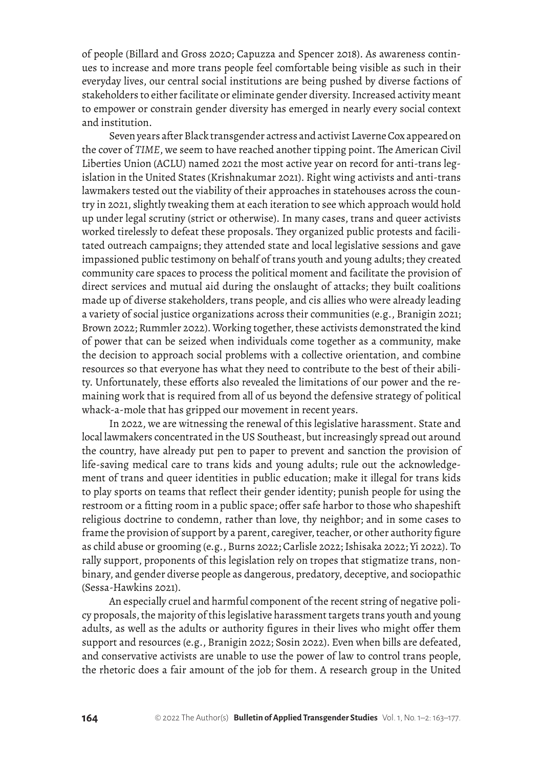of people (Billard and Gross 2020; Capuzza and Spencer 2018). As awareness continues to increase and more trans people feel comfortable being visible as such in their everyday lives, our central social institutions are being pushed by diverse factions of stakeholders to either facilitate or eliminate gender diversity. Increased activity meant to empower or constrain gender diversity has emerged in nearly every social context and institution.

Seven years after Black transgender actress and activist Laverne Cox appeared on the cover of *TIME*, we seem to have reached another tipping point. The American Civil Liberties Union (ACLU) named 2021 the most active year on record for anti-trans legislation in the United States (Krishnakumar 2021). Right wing activists and anti-trans lawmakers tested out the viability of their approaches in statehouses across the country in 2021, slightly tweaking them at each iteration to see which approach would hold up under legal scrutiny (strict or otherwise). In many cases, trans and queer activists worked tirelessly to defeat these proposals. They organized public protests and facilitated outreach campaigns; they attended state and local legislative sessions and gave impassioned public testimony on behalf of trans youth and young adults; they created community care spaces to process the political moment and facilitate the provision of direct services and mutual aid during the onslaught of attacks; they built coalitions made up of diverse stakeholders, trans people, and cis allies who were already leading a variety of social justice organizations across their communities (e.g., Branigin 2021; Brown 2022; Rummler 2022). Working together, these activists demonstrated the kind of power that can be seized when individuals come together as a community, make the decision to approach social problems with a collective orientation, and combine resources so that everyone has what they need to contribute to the best of their ability. Unfortunately, these efforts also revealed the limitations of our power and the remaining work that is required from all of us beyond the defensive strategy of political whack-a-mole that has gripped our movement in recent years.

In 2022, we are witnessing the renewal of this legislative harassment. State and local lawmakers concentrated in the US Southeast, but increasingly spread out around the country, have already put pen to paper to prevent and sanction the provision of life-saving medical care to trans kids and young adults; rule out the acknowledgement of trans and queer identities in public education; make it illegal for trans kids to play sports on teams that reflect their gender identity; punish people for using the restroom or a fitting room in a public space; offer safe harbor to those who shapeshift religious doctrine to condemn, rather than love, thy neighbor; and in some cases to frame the provision of support by a parent, caregiver, teacher, or other authority figure as child abuse or grooming (e.g., Burns 2022; Carlisle 2022; Ishisaka 2022; Yi 2022). To rally support, proponents of this legislation rely on tropes that stigmatize trans, nonbinary, and gender diverse people as dangerous, predatory, deceptive, and sociopathic (Sessa-Hawkins 2021).

An especially cruel and harmful component of the recent string of negative policy proposals, the majority of this legislative harassment targets trans youth and young adults, as well as the adults or authority figures in their lives who might offer them support and resources (e.g., Branigin 2022; Sosin 2022). Even when bills are defeated, and conservative activists are unable to use the power of law to control trans people, the rhetoric does a fair amount of the job for them. A research group in the United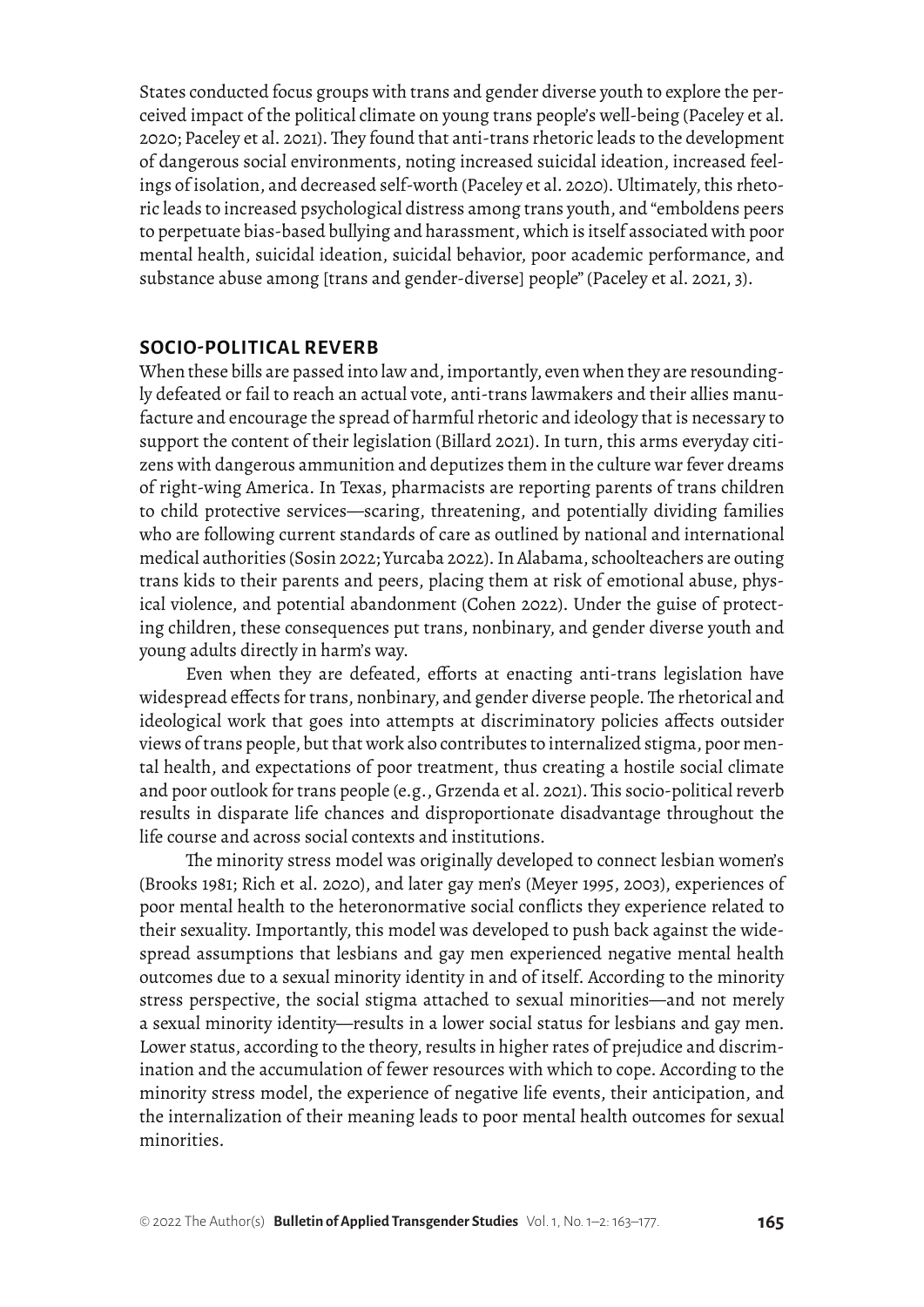States conducted focus groups with trans and gender diverse youth to explore the perceived impact of the political climate on young trans people's well-being (Paceley et al. 2020; Paceley et al. 2021). They found that anti-trans rhetoric leads to the development of dangerous social environments, noting increased suicidal ideation, increased feelings of isolation, and decreased self-worth (Paceley et al. 2020). Ultimately, this rhetoric leads to increased psychological distress among trans youth, and "emboldens peers to perpetuate bias-based bullying and harassment, which is itself associated with poor mental health, suicidal ideation, suicidal behavior, poor academic performance, and substance abuse among [trans and gender-diverse] people" (Paceley et al. 2021, 3).

## SOCIO-POLITICAL REVERB

When these bills are passed into law and, importantly, even when they are resoundingly defeated or fail to reach an actual vote, anti-trans lawmakers and their allies manufacture and encourage the spread of harmful rhetoric and ideology that is necessary to support the content of their legislation (Billard 2021). In turn, this arms everyday citizens with dangerous ammunition and deputizes them in the culture war fever dreams of right-wing America. In Texas, pharmacists are reporting parents of trans children to child protective services—scaring, threatening, and potentially dividing families who are following current standards of care as outlined by national and international medical authorities (Sosin 2022; Yurcaba 2022). In Alabama, schoolteachers are outing trans kids to their parents and peers, placing them at risk of emotional abuse, physical violence, and potential abandonment (Cohen 2022). Under the guise of protecting children, these consequences put trans, nonbinary, and gender diverse youth and young adults directly in harm's way.

Even when they are defeated, efforts at enacting anti-trans legislation have widespread effects for trans, nonbinary, and gender diverse people. The rhetorical and ideological work that goes into attempts at discriminatory policies affects outsider views of trans people, but that work also contributes to internalized stigma, poor mental health, and expectations of poor treatment, thus creating a hostile social climate and poor outlook for trans people (e.g., Grzenda et al. 2021). This socio-political reverb results in disparate life chances and disproportionate disadvantage throughout the life course and across social contexts and institutions.

The minority stress model was originally developed to connect lesbian women's (Brooks 1981; Rich et al. 2020), and later gay men's (Meyer 1995, 2003), experiences of poor mental health to the heteronormative social conflicts they experience related to their sexuality. Importantly, this model was developed to push back against the widespread assumptions that lesbians and gay men experienced negative mental health outcomes due to a sexual minority identity in and of itself. According to the minority stress perspective, the social stigma attached to sexual minorities—and not merely a sexual minority identity—results in a lower social status for lesbians and gay men. Lower status, according to the theory, results in higher rates of prejudice and discrimination and the accumulation of fewer resources with which to cope. According to the minority stress model, the experience of negative life events, their anticipation, and the internalization of their meaning leads to poor mental health outcomes for sexual minorities.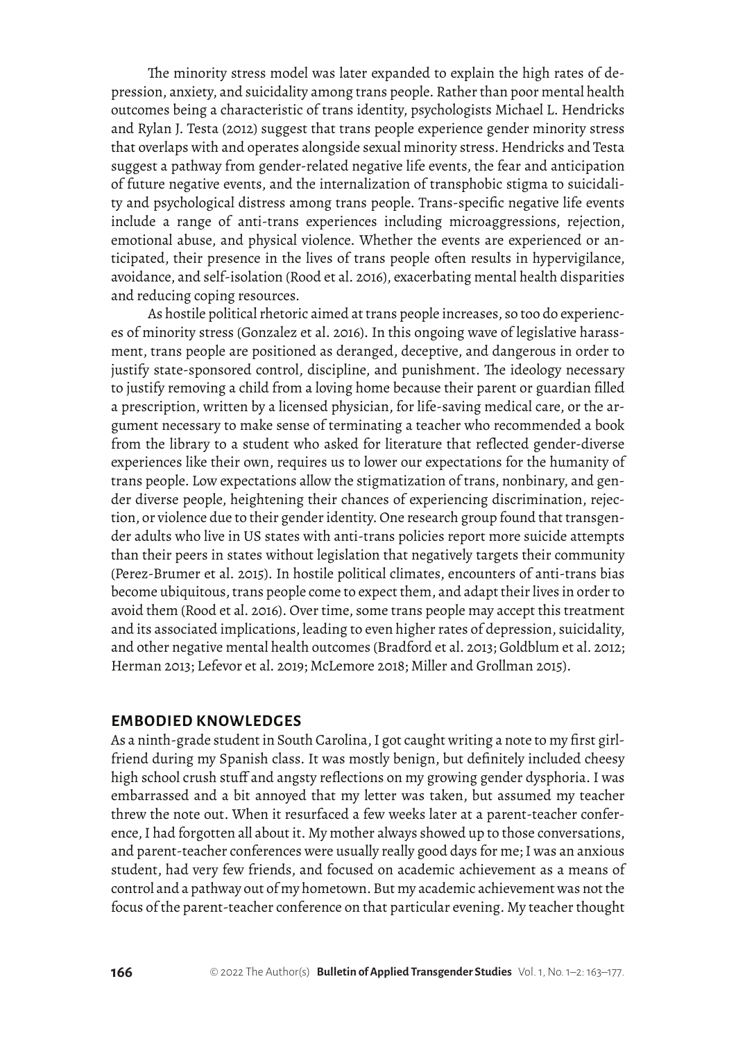The minority stress model was later expanded to explain the high rates of depression, anxiety, and suicidality among trans people. Rather than poor mental health outcomes being a characteristic of trans identity, psychologists Michael L. Hendricks and Rylan J. Testa (2012) suggest that trans people experience gender minority stress that overlaps with and operates alongside sexual minority stress. Hendricks and Testa suggest a pathway from gender-related negative life events, the fear and anticipation of future negative events, and the internalization of transphobic stigma to suicidality and psychological distress among trans people. Trans-specific negative life events include a range of anti-trans experiences including microaggressions, rejection, emotional abuse, and physical violence. Whether the events are experienced or anticipated, their presence in the lives of trans people often results in hypervigilance, avoidance, and self-isolation (Rood et al. 2016), exacerbating mental health disparities and reducing coping resources.

As hostile political rhetoric aimed at trans people increases, so too do experiences of minority stress (Gonzalez et al. 2016). In this ongoing wave of legislative harassment, trans people are positioned as deranged, deceptive, and dangerous in order to justify state-sponsored control, discipline, and punishment. The ideology necessary to justify removing a child from a loving home because their parent or guardian filled a prescription, written by a licensed physician, for life-saving medical care, or the argument necessary to make sense of terminating a teacher who recommended a book from the library to a student who asked for literature that reflected gender-diverse experiences like their own, requires us to lower our expectations for the humanity of trans people. Low expectations allow the stigmatization of trans, nonbinary, and gender diverse people, heightening their chances of experiencing discrimination, rejection, or violence due to their gender identity. One research group found that transgender adults who live in US states with anti-trans policies report more suicide attempts than their peers in states without legislation that negatively targets their community (Perez-Brumer et al. 2015). In hostile political climates, encounters of anti-trans bias become ubiquitous, trans people come to expect them, and adapt their lives in order to avoid them (Rood et al. 2016). Over time, some trans people may accept this treatment and its associated implications, leading to even higher rates of depression, suicidality, and other negative mental health outcomes (Bradford et al. 2013; Goldblum et al. 2012; Herman 2013; Lefevor et al. 2019; McLemore 2018; Miller and Grollman 2015).

## EMBODIED KNOWLEDGES

As a ninth-grade student in South Carolina, I got caught writing a note to my first girlfriend during my Spanish class. It was mostly benign, but definitely included cheesy high school crush stuff and angsty reflections on my growing gender dysphoria. I was embarrassed and a bit annoyed that my letter was taken, but assumed my teacher threw the note out. When it resurfaced a few weeks later at a parent-teacher conference, I had forgotten all about it. My mother always showed up to those conversations, and parent-teacher conferences were usually really good days for me; I was an anxious student, had very few friends, and focused on academic achievement as a means of control and a pathway out of my hometown. But my academic achievement was not the focus of the parent-teacher conference on that particular evening. My teacher thought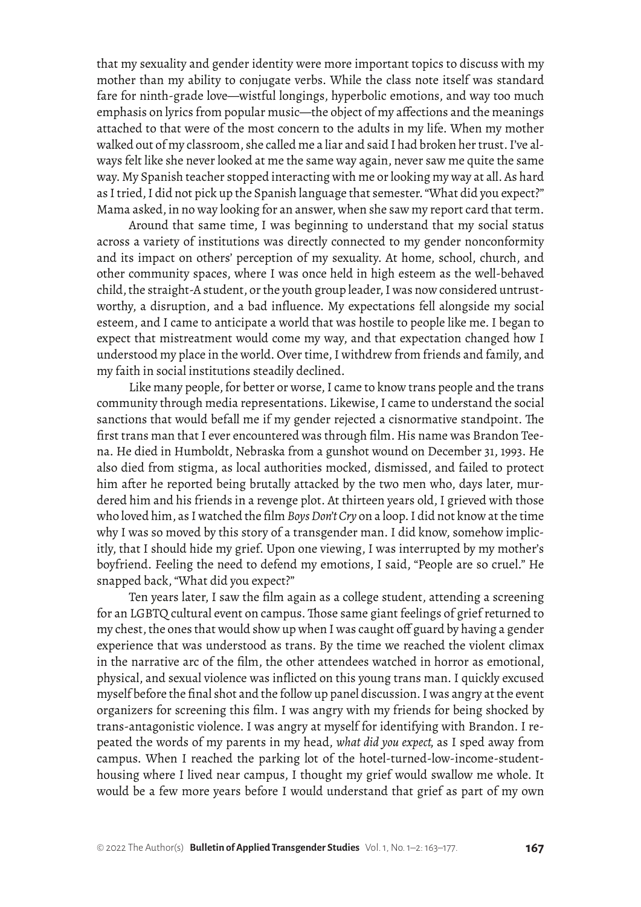that my sexuality and gender identity were more important topics to discuss with my mother than my ability to conjugate verbs. While the class note itself was standard fare for ninth-grade love—wistful longings, hyperbolic emotions, and way too much emphasis on lyrics from popular music—the object of my affections and the meanings attached to that were of the most concern to the adults in my life. When my mother walked out of my classroom, she called me a liar and said I had broken her trust. I've always felt like she never looked at me the same way again, never saw me quite the same way. My Spanish teacher stopped interacting with me or looking my way at all. As hard as I tried, I did not pick up the Spanish language that semester. "What did you expect?" Mama asked, in no way looking for an answer, when she saw my report card that term.

Around that same time, I was beginning to understand that my social status across a variety of institutions was directly connected to my gender nonconformity and its impact on others' perception of my sexuality. At home, school, church, and other community spaces, where I was once held in high esteem as the well-behaved child, the straight-A student, or the youth group leader, I was now considered untrustworthy, a disruption, and a bad influence. My expectations fell alongside my social esteem, and I came to anticipate a world that was hostile to people like me. I began to expect that mistreatment would come my way, and that expectation changed how I understood my place in the world. Over time, I withdrew from friends and family, and my faith in social institutions steadily declined.

Like many people, for better or worse, I came to know trans people and the trans community through media representations. Likewise, I came to understand the social sanctions that would befall me if my gender rejected a cisnormative standpoint. The first trans man that I ever encountered was through film. His name was Brandon Teena. He died in Humboldt, Nebraska from a gunshot wound on December 31, 1993. He also died from stigma, as local authorities mocked, dismissed, and failed to protect him after he reported being brutally attacked by the two men who, days later, murdered him and his friends in a revenge plot. At thirteen years old, I grieved with those who loved him, as I watched the film *Boys Don't Cry* on a loop. I did not know at the time why I was so moved by this story of a transgender man. I did know, somehow implicitly, that I should hide my grief. Upon one viewing, I was interrupted by my mother's boyfriend. Feeling the need to defend my emotions, I said, "People are so cruel." He snapped back, "What did you expect?"

Ten years later, I saw the film again as a college student, attending a screening for an LGBTQ cultural event on campus. Those same giant feelings of grief returned to my chest, the ones that would show up when I was caught off guard by having a gender experience that was understood as trans. By the time we reached the violent climax in the narrative arc of the film, the other attendees watched in horror as emotional, physical, and sexual violence was inflicted on this young trans man. I quickly excused myself before the final shot and the follow up panel discussion. I was angry at the event organizers for screening this film. I was angry with my friends for being shocked by trans-antagonistic violence. I was angry at myself for identifying with Brandon. I repeated the words of my parents in my head, *what did you expect,* as I sped away from campus. When I reached the parking lot of the hotel-turned-low-income-student-housing where I lived near campus, I thought my grief would swallow me whole. It would be a few more years before I would understand that grief as part of my own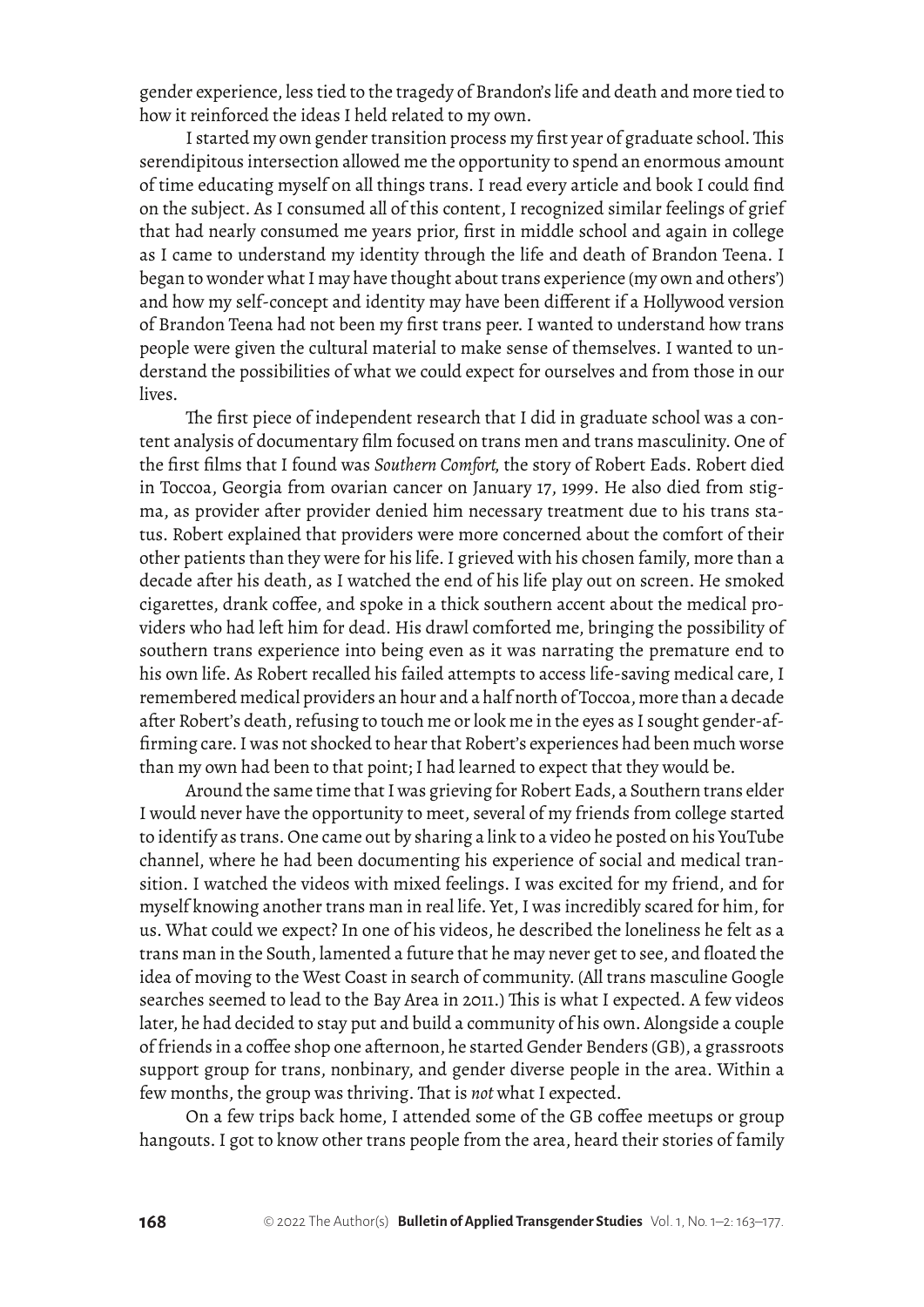gender experience, less tied to the tragedy of Brandon's life and death and more tied to how it reinforced the ideas I held related to my own.

I started my own gender transition process my first year of graduate school. This serendipitous intersection allowed me the opportunity to spend an enormous amount of time educating myself on all things trans. I read every article and book I could find on the subject. As I consumed all of this content, I recognized similar feelings of grief that had nearly consumed me years prior, first in middle school and again in college as I came to understand my identity through the life and death of Brandon Teena. I began to wonder what I may have thought about trans experience (my own and others') and how my self-concept and identity may have been different if a Hollywood version of Brandon Teena had not been my first trans peer. I wanted to understand how trans people were given the cultural material to make sense of themselves. I wanted to understand the possibilities of what we could expect for ourselves and from those in our lives.

The first piece of independent research that I did in graduate school was a content analysis of documentary film focused on trans men and trans masculinity. One of the first films that I found was *Southern Comfort*, the story of Robert Eads. Robert died in Toccoa, Georgia from ovarian cancer on January 17, 1999. He also died from stigma, as provider after provider denied him necessary treatment due to his trans status. Robert explained that providers were more concerned about the comfort of their other patients than they were for his life. I grieved with his chosen family, more than a decade after his death, as I watched the end of his life play out on screen. He smoked cigarettes, drank coffee, and spoke in a thick southern accent about the medical providers who had left him for dead. His drawl comforted me, bringing the possibility of southern trans experience into being even as it was narrating the premature end to his own life. As Robert recalled his failed attempts to access life-saving medical care, I remembered medical providers an hour and a half north of Toccoa, more than a decade after Robert's death, refusing to touch me or look me in the eyes as I sought gender-affirming care. I was not shocked to hear that Robert's experiences had been much worse than my own had been to that point; I had learned to expect that they would be.

Around the same time that I was grieving for Robert Eads, a Southern trans elder I would never have the opportunity to meet, several of my friends from college started to identify as trans. One came out by sharing a link to a video he posted on his YouTube channel, where he had been documenting his experience of social and medical transition. I watched the videos with mixed feelings. I was excited for my friend, and for myself knowing another trans man in real life. Yet, I was incredibly scared for him, for us. What could we expect? In one of his videos, he described the loneliness he felt as a trans man in the South, lamented a future that he may never get to see, and floated the idea of moving to the West Coast in search of community. (All trans masculine Google searches seemed to lead to the Bay Area in 2011.) This is what I expected. A few videos later, he had decided to stay put and build a community of his own. Alongside a couple of friends in a coffee shop one afternoon, he started Gender Benders (GB), a grassroots support group for trans, nonbinary, and gender diverse people in the area. Within a few months, the group was thriving. That is *not* what I expected.

On a few trips back home, I attended some of the GB coffee meetups or group hangouts. I got to know other trans people from the area, heard their stories of family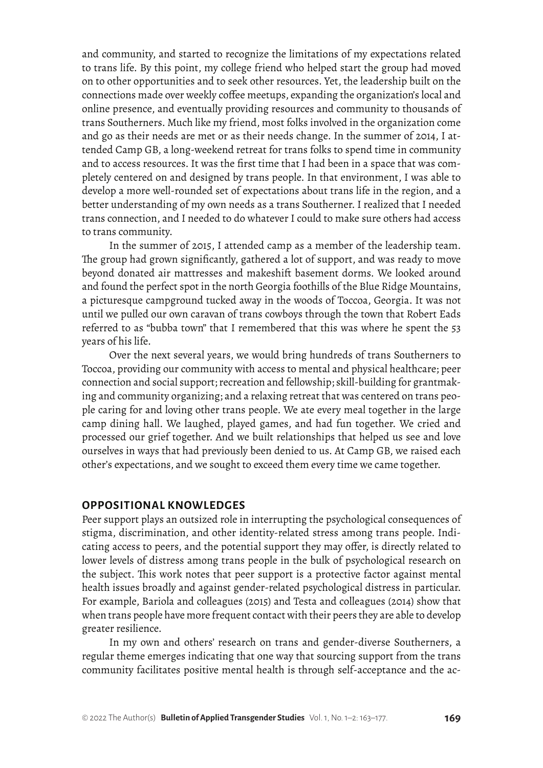and community, and started to recognize the limitations of my expectations related to trans life. By this point, my college friend who helped start the group had moved on to other opportunities and to seek other resources. Yet, the leadership built on the connections made over weekly coffee meetups, expanding the organization's local and online presence, and eventually providing resources and community to thousands of trans Southerners. Much like my friend, most folks involved in the organization come and go as their needs are met or as their needs change. In the summer of 2014, I attended Camp GB, a long-weekend retreat for trans folks to spend time in community and to access resources. It was the first time that I had been in a space that was completely centered on and designed by trans people. In that environment, I was able to develop a more well-rounded set of expectations about trans life in the region, and a better understanding of my own needs as a trans Southerner. I realized that I needed trans connection, and I needed to do whatever I could to make sure others had access to trans community.

In the summer of 2015, I attended camp as a member of the leadership team. The group had grown significantly, gathered a lot of support, and was ready to move beyond donated air mattresses and makeshift basement dorms. We looked around and found the perfect spot in the north Georgia foothills of the Blue Ridge Mountains, a picturesque campground tucked away in the woods of Toccoa, Georgia. It was not until we pulled our own caravan of trans cowboys through the town that Robert Eads referred to as "bubba town" that I remembered that this was where he spent the 53 years of his life.

Over the next several years, we would bring hundreds of trans Southerners to Toccoa, providing our community with access to mental and physical healthcare; peer connection and social support; recreation and fellowship; skill-building for grantmaking and community organizing; and a relaxing retreat that was centered on trans people caring for and loving other trans people. We ate every meal together in the large camp dining hall. We laughed, played games, and had fun together. We cried and processed our grief together. And we built relationships that helped us see and love ourselves in ways that had previously been denied to us. At Camp GB, we raised each other's expectations, and we sought to exceed them every time we came together.

## OPPOSITIONAL KNOWLEDGES

Peer support plays an outsized role in interrupting the psychological consequences of stigma, discrimination, and other identity-related stress among trans people. Indicating access to peers, and the potential support they may offer, is directly related to lower levels of distress among trans people in the bulk of psychological research on the subject. This work notes that peer support is a protective factor against mental health issues broadly and against gender-related psychological distress in particular. For example, Bariola and colleagues (2015) and Testa and colleagues (2014) show that when trans people have more frequent contact with their peers they are able to develop greater resilience.

In my own and others' research on trans and gender-diverse Southerners, a regular theme emerges indicating that one way that sourcing support from the trans community facilitates positive mental health is through self-acceptance and the ac-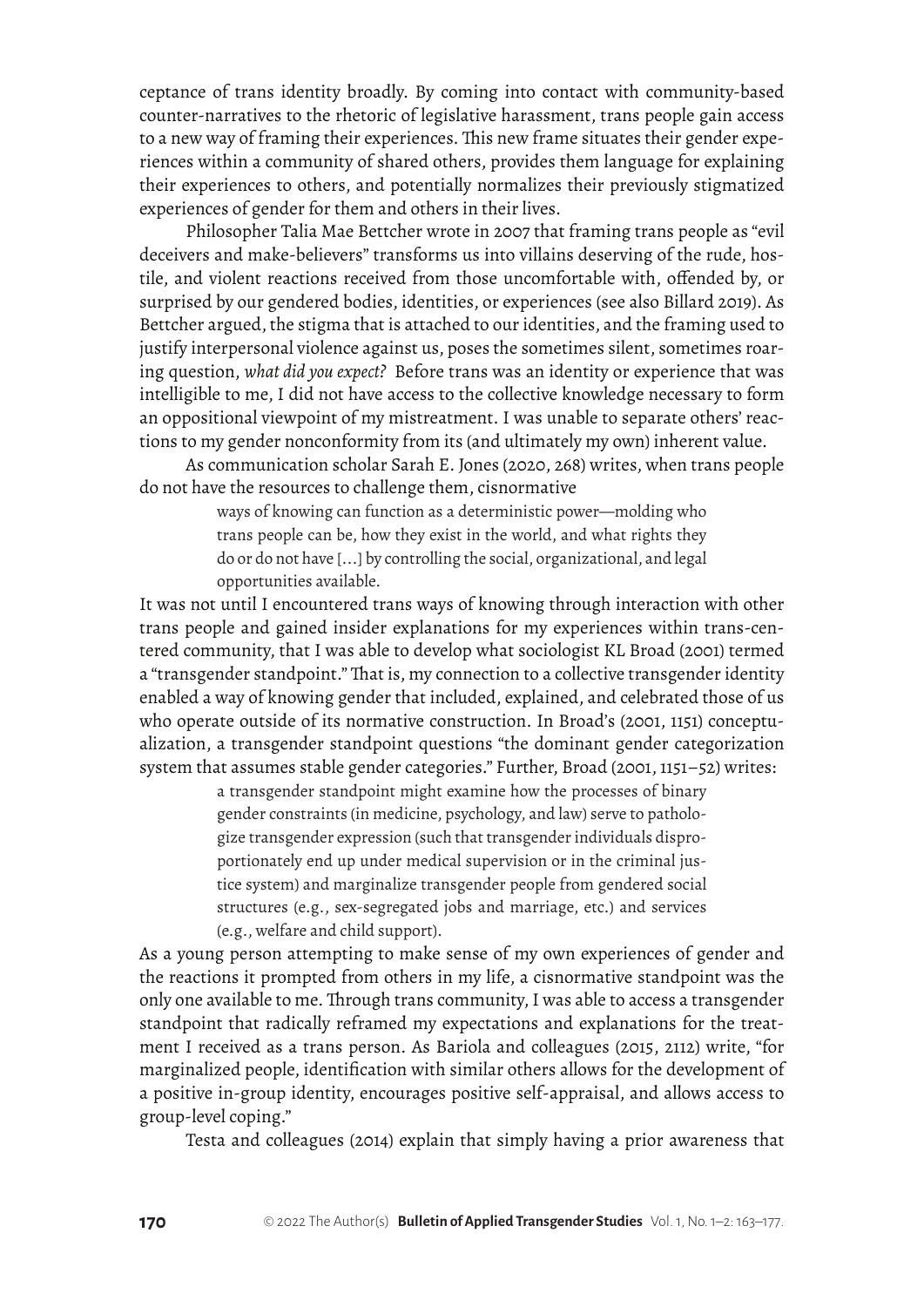ceptance of trans identity broadly. By coming into contact with community-based counter-narratives to the rhetoric of legislative harassment, trans people gain access to a new way of framing their experiences. This new frame situates their gender experiences within a community of shared others, provides them language for explaining their experiences to others, and potentially normalizes their previously stigmatized experiences of gender for them and others in their lives.

Philosopher Talia Mae Bettcher wrote in 2007 that framing trans people as "evil deceivers and make-believers" transforms us into villains deserving of the rude, hostile, and violent reactions received from those uncomfortable with, offended by, or surprised by our gendered bodies, identities, or experiences (see also Billard 2019). As Bettcher argued, the stigma that is attached to our identities, and the framing used to justify interpersonal violence against us, poses the sometimes silent, sometimes roaring question, *what did you expect?* Before trans was an identity or experience that was intelligible to me, I did not have access to the collective knowledge necessary to form an oppositional viewpoint of my mistreatment. I was unable to separate others' reactions to my gender nonconformity from its (and ultimately my own) inherent value.

As communication scholar Sarah E. Jones (2020, 268) writes, when trans people do not have the resources to challenge them, cisnormative

> ways of knowing can function as a deterministic power—molding who trans people can be, how they exist in the world, and what rights they do or do not have [...] by controlling the social, organizational, and legal opportunities available.

It was not until I encountered trans ways of knowing through interaction with other trans people and gained insider explanations for my experiences within trans-centered community, that I was able to develop what sociologist KL Broad (2001) termed a "transgender standpoint." That is, my connection to a collective transgender identity enabled a way of knowing gender that included, explained, and celebrated those of us who operate outside of its normative construction. In Broad's (2001, 1151) conceptualization, a transgender standpoint questions "the dominant gender categorization system that assumes stable gender categories." Further, Broad (2001, 1151–52) writes:

> a transgender standpoint might examine how the processes of binary gender constraints (in medicine, psychology, and law) serve to pathologize transgender expression (such that transgender individuals disproportionately end up under medical supervision or in the criminal justice system) and marginalize transgender people from gendered social structures (e.g., sex-segregated jobs and marriage, etc.) and services (e.g., welfare and child support).

As a young person attempting to make sense of my own experiences of gender and the reactions it prompted from others in my life, a cisnormative standpoint was the only one available to me. Through trans community, I was able to access a transgender standpoint that radically reframed my expectations and explanations for the treatment I received as a trans person. As Bariola and colleagues (2015, 2112) write, "for marginalized people, identification with similar others allows for the development of a positive in-group identity, encourages positive self-appraisal, and allows access to group-level coping."

Testa and colleagues (2014) explain that simply having a prior awareness that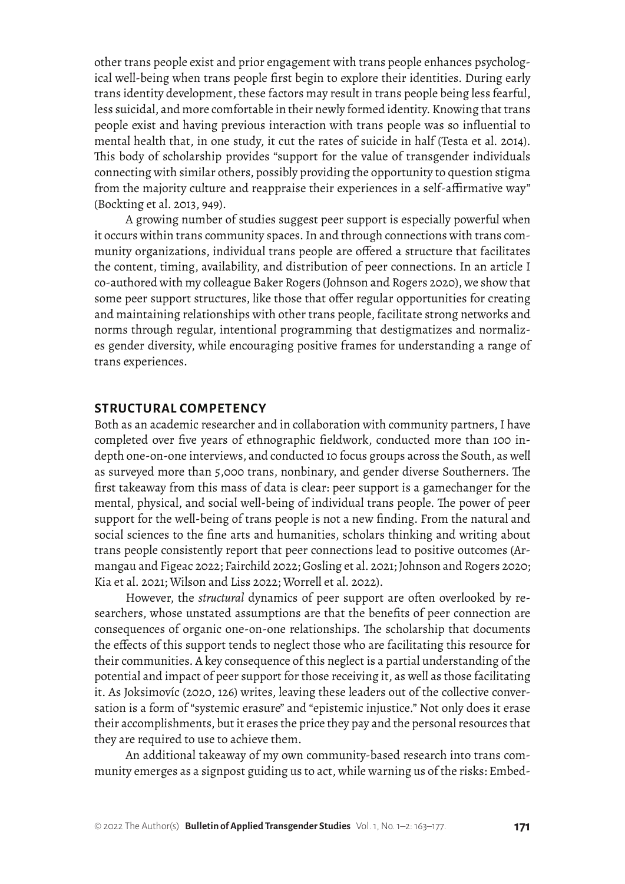other trans people exist and prior engagement with trans people enhances psychological well-being when trans people first begin to explore their identities. During early trans identity development, these factors may result in trans people being less fearful, less suicidal, and more comfortable in their newly formed identity. Knowing that trans people exist and having previous interaction with trans people was so influential to mental health that, in one study, it cut the rates of suicide in half (Testa et al. 2014). This body of scholarship provides "support for the value of transgender individuals connecting with similar others, possibly providing the opportunity to question stigma from the majority culture and reappraise their experiences in a self-affirmative way" (Bockting et al. 2013, 949).

A growing number of studies suggest peer support is especially powerful when it occurs within trans community spaces. In and through connections with trans community organizations, individual trans people are offered a structure that facilitates the content, timing, availability, and distribution of peer connections. In an article I co-authored with my colleague Baker Rogers (Johnson and Rogers 2020), we show that some peer support structures, like those that offer regular opportunities for creating and maintaining relationships with other trans people, facilitate strong networks and norms through regular, intentional programming that destigmatizes and normalizes gender diversity, while encouraging positive frames for understanding a range of trans experiences.

## STRUCTURAL COMPETENCY

Both as an academic researcher and in collaboration with community partners, I have completed over five years of ethnographic fieldwork, conducted more than 100 in-depth one-on-one interviews, and conducted 10 focus groups across the South, as well as surveyed more than 5,000 trans, nonbinary, and gender diverse Southerners. The first takeaway from this mass of data is clear: peer support is a gamechanger for the mental, physical, and social well-being of individual trans people. The power of peer support for the well-being of trans people is not a new finding. From the natural and social sciences to the fine arts and humanities, scholars thinking and writing about trans people consistently report that peer connections lead to positive outcomes (Armangau and Figeac 2022; Fairchild 2022; Gosling et al. 2021; Johnson and Rogers 2020; Kia et al. 2021; Wilson and Liss 2022; Worrell et al. 2022).

However, the *structural* dynamics of peer support are often overlooked by researchers, whose unstated assumptions are that the benefits of peer connection are consequences of organic one-on-one relationships. The scholarship that documents the effects of this support tends to neglect those who are facilitating this resource for their communities. A key consequence of this neglect is a partial understanding of the potential and impact of peer support for those receiving it, as well as those facilitating it. As Joksimovíc (2020, 126) writes, leaving these leaders out of the collective conversation is a form of "systemic erasure" and "epistemic injustice." Not only does it erase their accomplishments, but it erases the price they pay and the personal resources that they are required to use to achieve them.

An additional takeaway of my own community-based research into trans community emerges as a signpost guiding us to act, while warning us of the risks: Embed-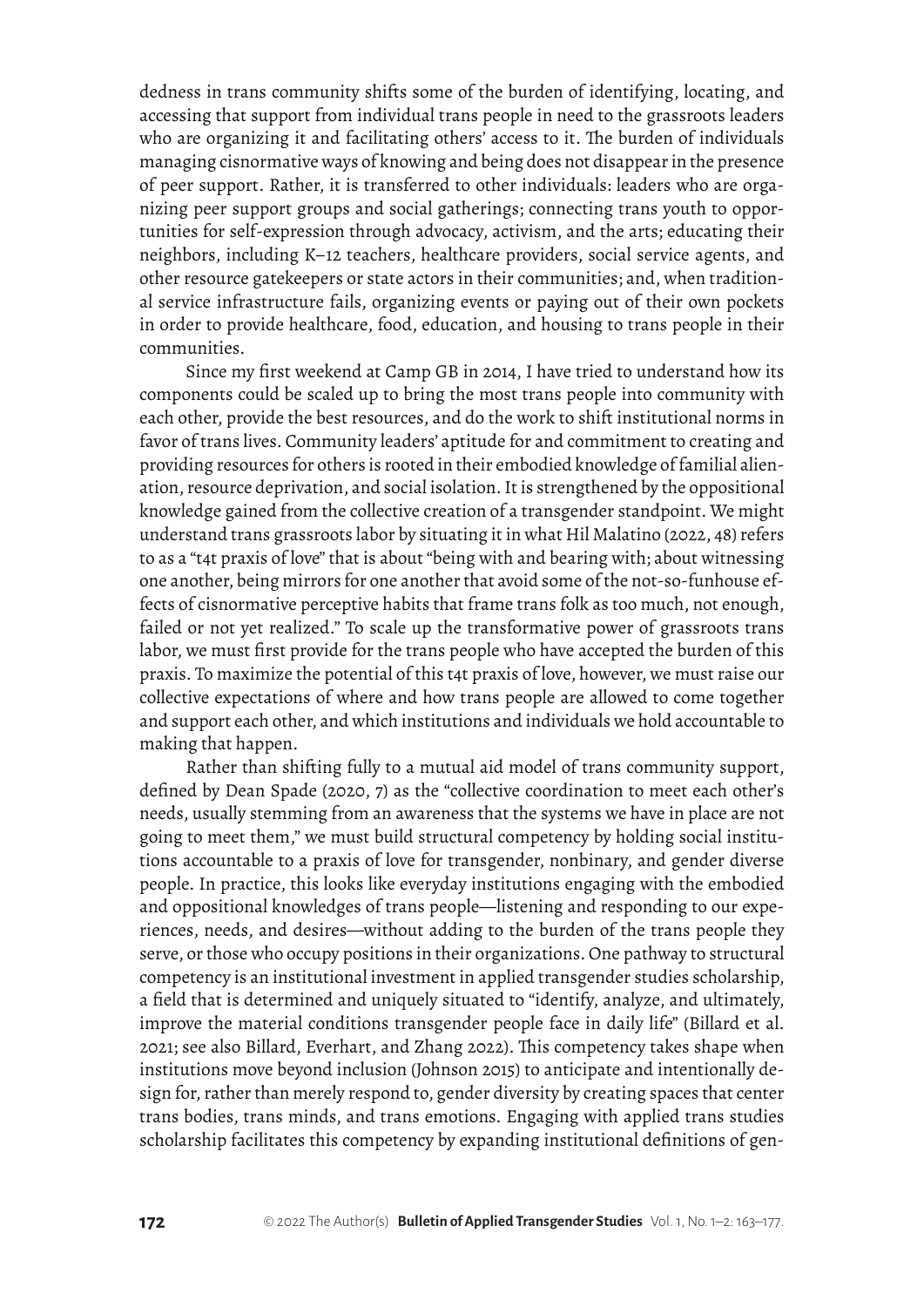dedness in trans community shifts some of the burden of identifying, locating, and accessing that support from individual trans people in need to the grassroots leaders who are organizing it and facilitating others' access to it. The burden of individuals managing cisnormative ways of knowing and being does not disappear in the presence of peer support. Rather, it is transferred to other individuals: leaders who are organizing peer support groups and social gatherings; connecting trans youth to opportunities for self-expression through advocacy, activism, and the arts; educating their neighbors, including K–12 teachers, healthcare providers, social service agents, and other resource gatekeepers or state actors in their communities; and, when traditional service infrastructure fails, organizing events or paying out of their own pockets in order to provide healthcare, food, education, and housing to trans people in their communities.

Since my first weekend at Camp GB in 2014, I have tried to understand how its components could be scaled up to bring the most trans people into community with each other, provide the best resources, and do the work to shift institutional norms in favor of trans lives. Community leaders' aptitude for and commitment to creating and providing resources for others is rooted in their embodied knowledge of familial alienation, resource deprivation, and social isolation. It is strengthened by the oppositional knowledge gained from the collective creation of a transgender standpoint. We might understand trans grassroots labor by situating it in what Hil Malatino (2022, 48) refers to as a "t4t praxis of love" that is about "being with and bearing with; about witnessing one another, being mirrors for one another that avoid some of the not-so-funhouse effects of cisnormative perceptive habits that frame trans folk as too much, not enough, failed or not yet realized." To scale up the transformative power of grassroots trans labor, we must first provide for the trans people who have accepted the burden of this praxis. To maximize the potential of this t4t praxis of love, however, we must raise our collective expectations of where and how trans people are allowed to come together and support each other, and which institutions and individuals we hold accountable to making that happen.

Rather than shifting fully to a mutual aid model of trans community support, defined by Dean Spade (2020, 7) as the "collective coordination to meet each other's needs, usually stemming from an awareness that the systems we have in place are not going to meet them," we must build structural competency by holding social institutions accountable to a praxis of love for transgender, nonbinary, and gender diverse people. In practice, this looks like everyday institutions engaging with the embodied and oppositional knowledges of trans people—listening and responding to our experiences, needs, and desires—without adding to the burden of the trans people they serve, or those who occupy positions in their organizations. One pathway to structural competency is an institutional investment in applied transgender studies scholarship, a field that is determined and uniquely situated to "identify, analyze, and ultimately, improve the material conditions transgender people face in daily life" (Billard et al. 2021; see also Billard, Everhart, and Zhang 2022). This competency takes shape when institutions move beyond inclusion (Johnson 2015) to anticipate and intentionally design for, rather than merely respond to, gender diversity by creating spaces that center trans bodies, trans minds, and trans emotions. Engaging with applied trans studies scholarship facilitates this competency by expanding institutional definitions of gen-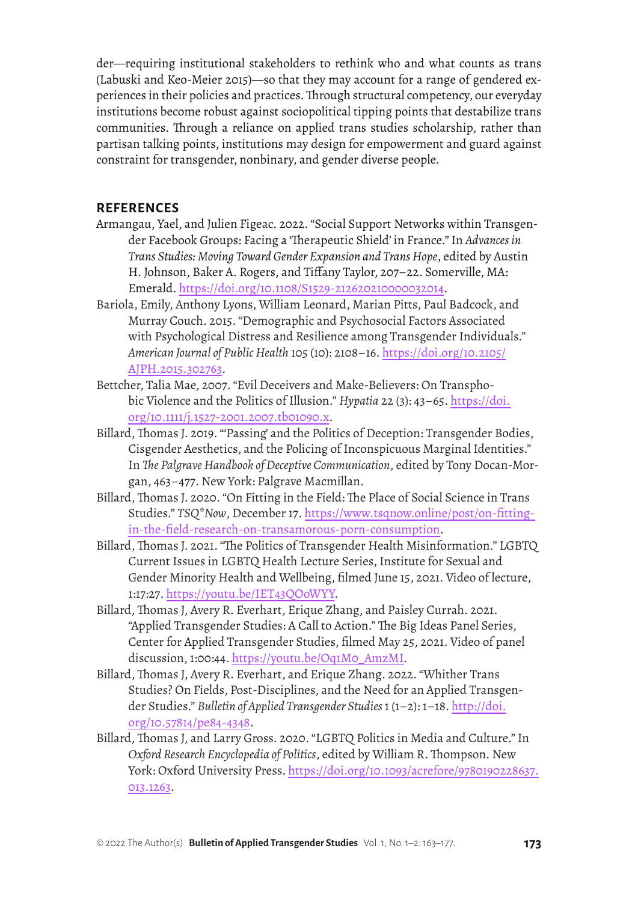der—requiring institutional stakeholders to rethink who and what counts as trans (Labuski and Keo-Meier 2015)—so that they may account for a range of gendered experiences in their policies and practices. Through structural competency, our everyday institutions become robust against sociopolitical tipping points that destabilize trans communities. Through a reliance on applied trans studies scholarship, rather than partisan talking points, institutions may design for empowerment and guard against constraint for transgender, nonbinary, and gender diverse people.

## REFERENCES

Armangau, Yael, and Julien Figeac. 2022. "Social Support Networks within Transgender Facebook Groups: Facing a 'Therapeutic Shield' in France." In *Advances in Trans Studies: Moving Toward Gender Expansion and Trans Hope*, edited by Austin H. Johnson, Baker A. Rogers, and Tiffany Taylor, 207–22. Somerville, MA: Emerald. https://doi.org/10.1108/S1529-212620210000032014.

Bariola, Emily, Anthony Lyons, William Leonard, Marian Pitts, Paul Badcock, and Murray Couch. 2015. "Demographic and Psychosocial Factors Associated with Psychological Distress and Resilience among Transgender Individuals." *American Journal of Public Health* 105 (10): 2108–16. https://doi.org/10.2105/AJPH.2015.302763.

Bettcher, Talia Mae, 2007. "Evil Deceivers and Make-Believers: On Transphobic Violence and the Politics of Illusion." *Hypatia* 22 (3): 43–65. https://doi.org/10.1111/j.1527-2001.2007.tb01090.x.

Billard, Thomas J. 2019. "'Passing' and the Politics of Deception: Transgender Bodies, Cisgender Aesthetics, and the Policing of Inconspicuous Marginal Identities." In *The Palgrave Handbook of Deceptive Communication*, edited by Tony Docan-Morgan, 463–477. New York: Palgrave Macmillan.

Billard, Thomas J. 2020. "On Fitting in the Field: The Place of Social Science in Trans Studies." *TSQ*Now*, December 17. https://www.tsqnow.online/post/on-fitting-in-the-field-research-on-transamorous-porn-consumption.

Billard, Thomas J. 2021. "The Politics of Transgender Health Misinformation." LGBTQ Current Issues in LGBTQ Health Lecture Series, Institute for Sexual and Gender Minority Health and Wellbeing, filmed June 15, 2021. Video of lecture, 1:17:27. https://youtu.be/IET43QOoWYY.

Billard, Thomas J, Avery R. Everhart, Erique Zhang, and Paisley Currah. 2021. "Applied Transgender Studies: A Call to Action." The Big Ideas Panel Series, Center for Applied Transgender Studies, filmed May 25, 2021. Video of panel discussion, 1:00:44. https://youtu.be/Oq1Mo_AmzMI.

Billard, Thomas J, Avery R. Everhart, and Erique Zhang. 2022. "Whither Trans Studies? On Fields, Post-Disciplines, and the Need for an Applied Transgender Studies." *Bulletin of Applied Transgender Studies* 1 (1–2): 1–18. http://doi.org/10.57814/pe84-4348.

Billard, Thomas J, and Larry Gross. 2020. "LGBTQ Politics in Media and Culture." In *Oxford Research Encyclopedia of Politics*, edited by William R. Thompson. New York: Oxford University Press. https://doi.org/10.1093/acrefore/9780190228637.013.1263.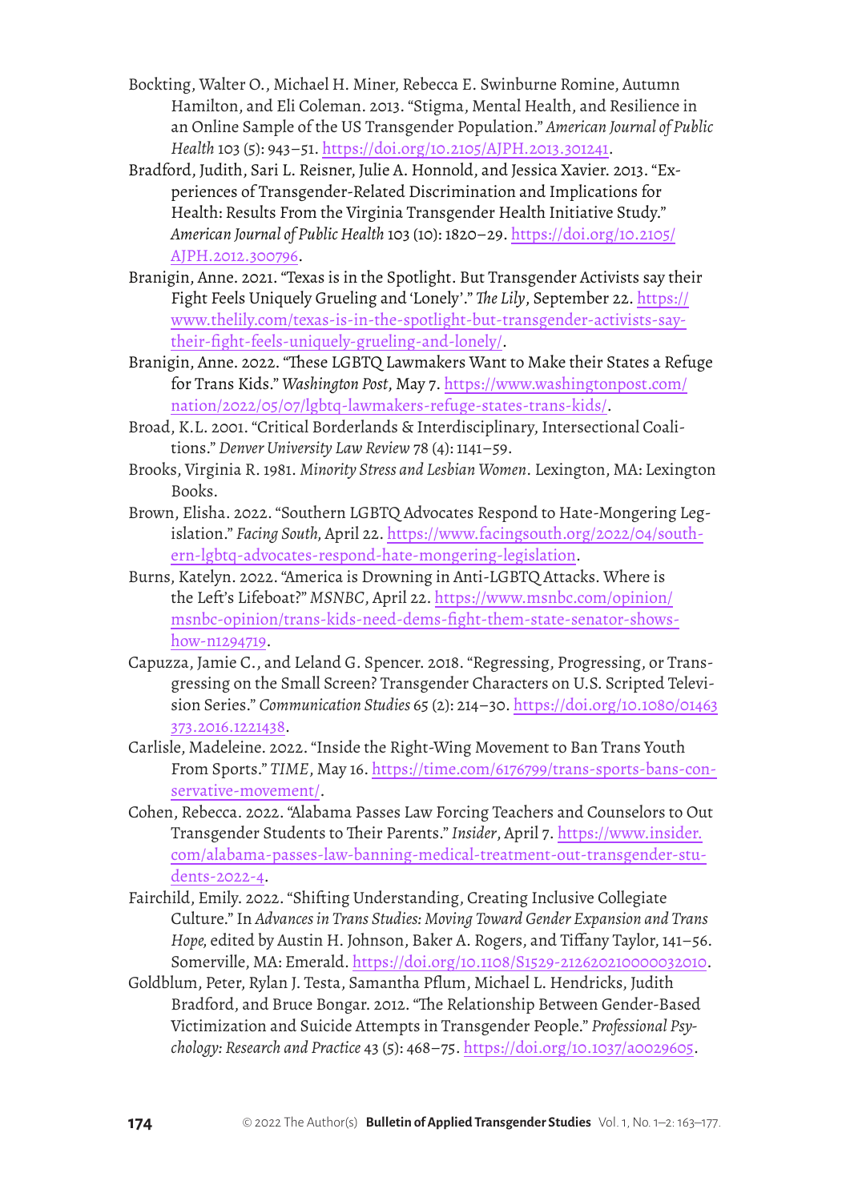Bockting, Walter O., Michael H. Miner, Rebecca E. Swinburne Romine, Autumn Hamilton, and Eli Coleman. 2013. "Stigma, Mental Health, and Resilience in an Online Sample of the US Transgender Population." *American Journal of Public Health* 103 (5): 943–51. https://doi.org/10.2105/AJPH.2013.301241.

Bradford, Judith, Sari L. Reisner, Julie A. Honnold, and Jessica Xavier. 2013. "Experiences of Transgender-Related Discrimination and Implications for Health: Results From the Virginia Transgender Health Initiative Study." *American Journal of Public Health* 103 (10): 1820–29. https://doi.org/10.2105/AJPH.2012.300796.

Branigin, Anne. 2021. "Texas is in the Spotlight. But Transgender Activists say their Fight Feels Uniquely Grueling and 'Lonely'." *The Lily*, September 22. https://www.thelily.com/texas-is-in-the-spotlight-but-transgender-activists-say-their-fight-feels-uniquely-grueling-and-lonely/.

Branigin, Anne. 2022. "These LGBTQ Lawmakers Want to Make their States a Refuge for Trans Kids." *Washington Post*, May 7. https://www.washingtonpost.com/nation/2022/05/07/lgbtq-lawmakers-refuge-states-trans-kids/.

Broad, K.L. 2001. "Critical Borderlands & Interdisciplinary, Intersectional Coalitions." *Denver University Law Review* 78 (4): 1141–59.

Brooks, Virginia R. 1981. *Minority Stress and Lesbian Women*. Lexington, MA: Lexington Books.

Brown, Elisha. 2022. "Southern LGBTQ Advocates Respond to Hate-Mongering Legislation." *Facing South*, April 22. https://www.facingsouth.org/2022/04/southern-lgbtq-advocates-respond-hate-mongering-legislation.

Burns, Katelyn. 2022. "America is Drowning in Anti-LGBTQ Attacks. Where is the Left's Lifeboat?" *MSNBC*, April 22. https://www.msnbc.com/opinion/msnbc-opinion/trans-kids-need-dems-fight-them-state-senator-shows-how-n1294719.

Capuzza, Jamie C., and Leland G. Spencer. 2018. "Regressing, Progressing, or Transgressing on the Small Screen? Transgender Characters on U.S. Scripted Television Series." *Communication Studies* 65 (2): 214–30. https://doi.org/10.1080/01463373.2016.1221438.

Carlisle, Madeleine. 2022. "Inside the Right-Wing Movement to Ban Trans Youth From Sports." *TIME*, May 16. https://time.com/6176799/trans-sports-bans-conservative-movement/.

Cohen, Rebecca. 2022. "Alabama Passes Law Forcing Teachers and Counselors to Out Transgender Students to Their Parents." *Insider*, April 7. https://www.insider.com/alabama-passes-law-banning-medical-treatment-out-transgender-students-2022-4.

Fairchild, Emily. 2022. "Shifting Understanding, Creating Inclusive Collegiate Culture." In *Advances in Trans Studies: Moving Toward Gender Expansion and Trans Hope*, edited by Austin H. Johnson, Baker A. Rogers, and Tiffany Taylor, 141–56. Somerville, MA: Emerald. https://doi.org/10.1108/S1529-212620210000032010.

Goldblum, Peter, Rylan J. Testa, Samantha Pflum, Michael L. Hendricks, Judith Bradford, and Bruce Bongar. 2012. "The Relationship Between Gender-Based Victimization and Suicide Attempts in Transgender People." *Professional Psychology: Research and Practice* 43 (5): 468–75. https://doi.org/10.1037/a0029605.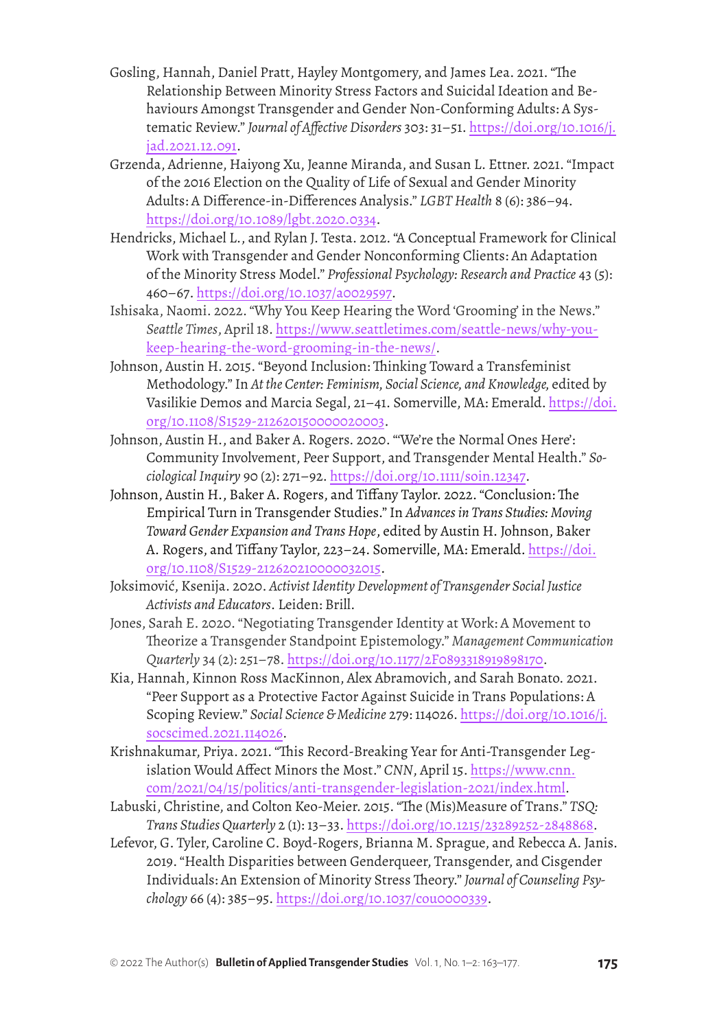Gosling, Hannah, Daniel Pratt, Hayley Montgomery, and James Lea. 2021. "The Relationship Between Minority Stress Factors and Suicidal Ideation and Behaviours Amongst Transgender and Gender Non-Conforming Adults: A Systematic Review." *Journal of Affective Disorders* 303: 31–51. https://doi.org/10.1016/j.jad.2021.12.091.

Grzenda, Adrienne, Haiyong Xu, Jeanne Miranda, and Susan L. Ettner. 2021. "Impact of the 2016 Election on the Quality of Life of Sexual and Gender Minority Adults: A Difference-in-Differences Analysis." *LGBT Health* 8 (6): 386–94. https://doi.org/10.1089/lgbt.2020.0334.

Hendricks, Michael L., and Rylan J. Testa. 2012. "A Conceptual Framework for Clinical Work with Transgender and Gender Nonconforming Clients: An Adaptation of the Minority Stress Model." *Professional Psychology: Research and Practice* 43 (5): 460–67. https://doi.org/10.1037/a0029597.

Ishisaka, Naomi. 2022. "Why You Keep Hearing the Word 'Grooming' in the News." *Seattle Times*, April 18. https://www.seattletimes.com/seattle-news/why-you-keep-hearing-the-word-grooming-in-the-news/.

Johnson, Austin H. 2015. "Beyond Inclusion: Thinking Toward a Transfeminist Methodology." In *At the Center: Feminism, Social Science, and Knowledge,* edited by Vasilikie Demos and Marcia Segal, 21–41. Somerville, MA: Emerald. https://doi.org/10.1108/S1529-212620150000020003.

Johnson, Austin H., and Baker A. Rogers. 2020. "'We're the Normal Ones Here': Community Involvement, Peer Support, and Transgender Mental Health." *Sociological Inquiry* 90 (2): 271–92. https://doi.org/10.1111/soin.12347.

Johnson, Austin H., Baker A. Rogers, and Tiffany Taylor. 2022. "Conclusion: The Empirical Turn in Transgender Studies." In *Advances in Trans Studies: Moving Toward Gender Expansion and Trans Hope*, edited by Austin H. Johnson, Baker A. Rogers, and Tiffany Taylor, 223–24. Somerville, MA: Emerald. https://doi.org/10.1108/S1529-212620210000032015.

Joksimović, Ksenija. 2020. *Activist Identity Development of Transgender Social Justice Activists and Educators*. Leiden: Brill.

Jones, Sarah E. 2020. "Negotiating Transgender Identity at Work: A Movement to Theorize a Transgender Standpoint Epistemology." *Management Communication Quarterly* 34 (2): 251–78. https://doi.org/10.1177/2F0893318919898170.

Kia, Hannah, Kinnon Ross MacKinnon, Alex Abramovich, and Sarah Bonato. 2021. "Peer Support as a Protective Factor Against Suicide in Trans Populations: A Scoping Review." *Social Science & Medicine* 279: 114026. https://doi.org/10.1016/j.socscimed.2021.114026.

Krishnakumar, Priya. 2021. "This Record-Breaking Year for Anti-Transgender Legislation Would Affect Minors the Most." *CNN*, April 15. https://www.cnn.com/2021/04/15/politics/anti-transgender-legislation-2021/index.html.

Labuski, Christine, and Colton Keo-Meier. 2015. "The (Mis)Measure of Trans." *TSQ: Trans Studies Quarterly* 2 (1): 13–33. https://doi.org/10.1215/23289252-2848868.

Lefevor, G. Tyler, Caroline C. Boyd-Rogers, Brianna M. Sprague, and Rebecca A. Janis. 2019. "Health Disparities between Genderqueer, Transgender, and Cisgender Individuals: An Extension of Minority Stress Theory." *Journal of Counseling Psychology* 66 (4): 385–95. https://doi.org/10.1037/cou0000339.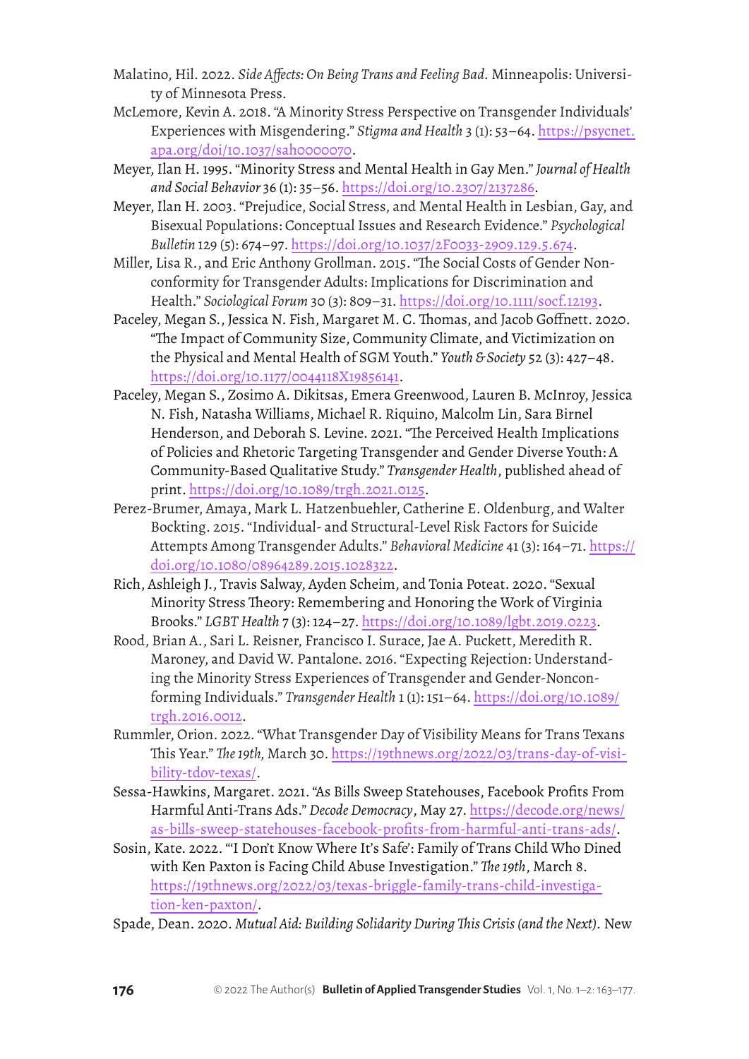Malatino, Hil. 2022. *Side Affects: On Being Trans and Feeling Bad.* Minneapolis: University of Minnesota Press.

McLemore, Kevin A. 2018. "A Minority Stress Perspective on Transgender Individuals' Experiences with Misgendering." *Stigma and Health* 3 (1): 53–64. https://psycnet.apa.org/doi/10.1037/sah0000070.

Meyer, Ilan H. 1995. "Minority Stress and Mental Health in Gay Men." *Journal of Health and Social Behavior* 36 (1): 35–56. https://doi.org/10.2307/2137286.

Meyer, Ilan H. 2003. "Prejudice, Social Stress, and Mental Health in Lesbian, Gay, and Bisexual Populations: Conceptual Issues and Research Evidence." *Psychological Bulletin* 129 (5): 674–97. https://doi.org/10.1037/2F0033-2909.129.5.674.

Miller, Lisa R., and Eric Anthony Grollman. 2015. "The Social Costs of Gender Nonconformity for Transgender Adults: Implications for Discrimination and Health." *Sociological Forum* 30 (3): 809–31. https://doi.org/10.1111/socf.12193.

Paceley, Megan S., Jessica N. Fish, Margaret M. C. Thomas, and Jacob Goffnett. 2020. "The Impact of Community Size, Community Climate, and Victimization on the Physical and Mental Health of SGM Youth." *Youth & Society* 52 (3): 427–48. https://doi.org/10.1177/0044118X19856141.

Paceley, Megan S., Zosimo A. Dikitsas, Emera Greenwood, Lauren B. McInroy, Jessica N. Fish, Natasha Williams, Michael R. Riquino, Malcolm Lin, Sara Birnel Henderson, and Deborah S. Levine. 2021. "The Perceived Health Implications of Policies and Rhetoric Targeting Transgender and Gender Diverse Youth: A Community-Based Qualitative Study." *Transgender Health*, published ahead of print. https://doi.org/10.1089/trgh.2021.0125.

Perez-Brumer, Amaya, Mark L. Hatzenbuehler, Catherine E. Oldenburg, and Walter Bockting. 2015. "Individual- and Structural-Level Risk Factors for Suicide Attempts Among Transgender Adults." *Behavioral Medicine* 41 (3): 164–71. https://doi.org/10.1080/08964289.2015.1028322.

Rich, Ashleigh J., Travis Salway, Ayden Scheim, and Tonia Poteat. 2020. "Sexual Minority Stress Theory: Remembering and Honoring the Work of Virginia Brooks." *LGBT Health* 7 (3): 124–27. https://doi.org/10.1089/lgbt.2019.0223.

Rood, Brian A., Sari L. Reisner, Francisco I. Surace, Jae A. Puckett, Meredith R. Maroney, and David W. Pantalone. 2016. "Expecting Rejection: Understanding the Minority Stress Experiences of Transgender and Gender-Nonconforming Individuals." *Transgender Health* 1 (1): 151–64. https://doi.org/10.1089/trgh.2016.0012.

Rummler, Orion. 2022. "What Transgender Day of Visibility Means for Trans Texans This Year." *The 19th*, March 30. https://19thnews.org/2022/03/trans-day-of-visibility-tdov-texas/.

Sessa-Hawkins, Margaret. 2021. "As Bills Sweep Statehouses, Facebook Profits From Harmful Anti-Trans Ads." *Decode Democracy*, May 27. https://decode.org/news/as-bills-sweep-statehouses-facebook-profits-from-harmful-anti-trans-ads/.

Sosin, Kate. 2022. "'I Don't Know Where It's Safe': Family of Trans Child Who Dined with Ken Paxton is Facing Child Abuse Investigation." *The 19th*, March 8. https://19thnews.org/2022/03/texas-briggle-family-trans-child-investigation-ken-paxton/.

Spade, Dean. 2020. *Mutual Aid: Building Solidarity During This Crisis (and the Next).* New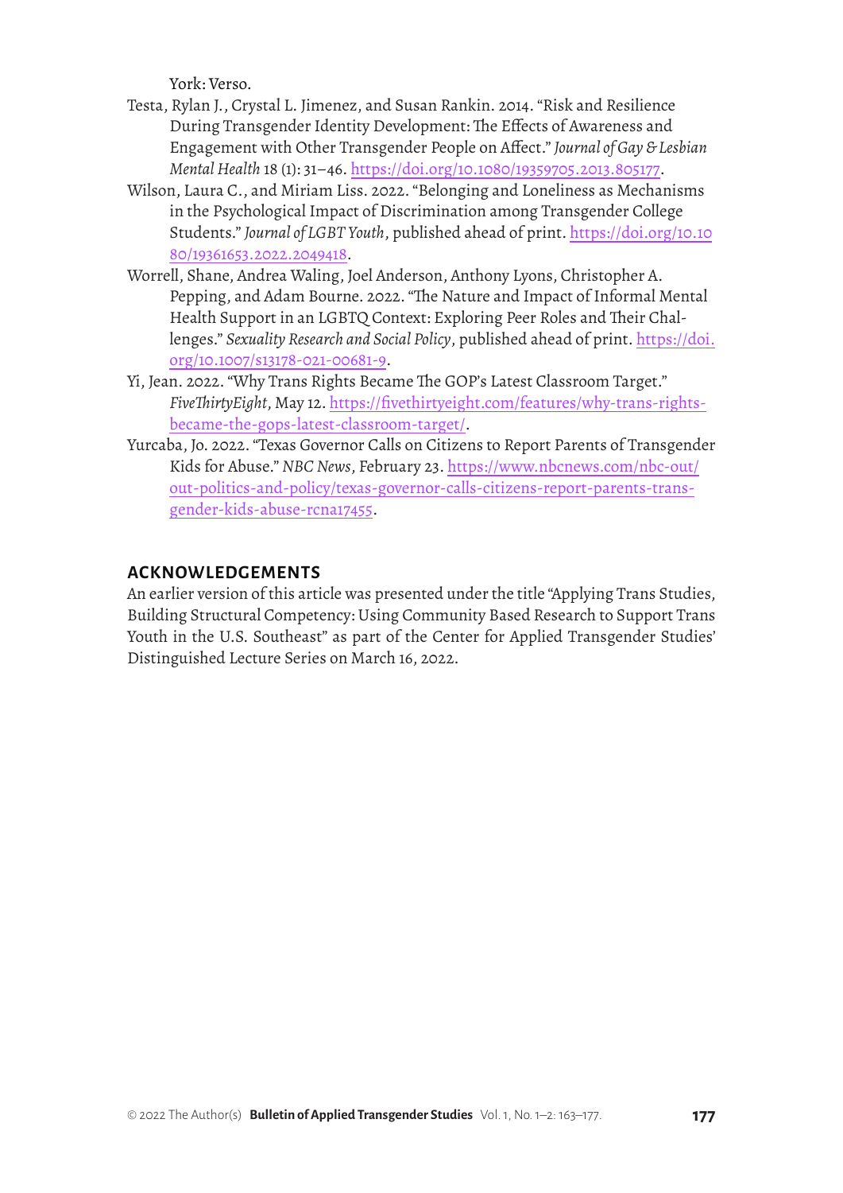York: Verso.

Testa, Rylan J., Crystal L. Jimenez, and Susan Rankin. 2014. "Risk and Resilience During Transgender Identity Development: The Effects of Awareness and Engagement with Other Transgender People on Affect." *Journal of Gay & Lesbian Mental Health* 18 (1): 31–46. https://doi.org/10.1080/19359705.2013.805177.

Wilson, Laura C., and Miriam Liss. 2022. "Belonging and Loneliness as Mechanisms in the Psychological Impact of Discrimination among Transgender College Students." *Journal of LGBT Youth*, published ahead of print. https://doi.org/10.1080/19361653.2022.2049418.

Worrell, Shane, Andrea Waling, Joel Anderson, Anthony Lyons, Christopher A. Pepping, and Adam Bourne. 2022. "The Nature and Impact of Informal Mental Health Support in an LGBTQ Context: Exploring Peer Roles and Their Challenges." *Sexuality Research and Social Policy*, published ahead of print. https://doi.org/10.1007/s13178-021-00681-9.

Yi, Jean. 2022. "Why Trans Rights Became The GOP's Latest Classroom Target." *FiveThirtyEight*, May 12. https://fivethirtyeight.com/features/why-trans-rights-became-the-gops-latest-classroom-target/.

Yurcaba, Jo. 2022. "Texas Governor Calls on Citizens to Report Parents of Transgender Kids for Abuse." *NBC News*, February 23. https://www.nbcnews.com/nbc-out/out-politics-and-policy/texas-governor-calls-citizens-report-parents-transgender-kids-abuse-rcna17455.

## ACKNOWLEDGEMENTS

An earlier version of this article was presented under the title "Applying Trans Studies, Building Structural Competency: Using Community Based Research to Support Trans Youth in the U.S. Southeast" as part of the Center for Applied Transgender Studies' Distinguished Lecture Series on March 16, 2022.